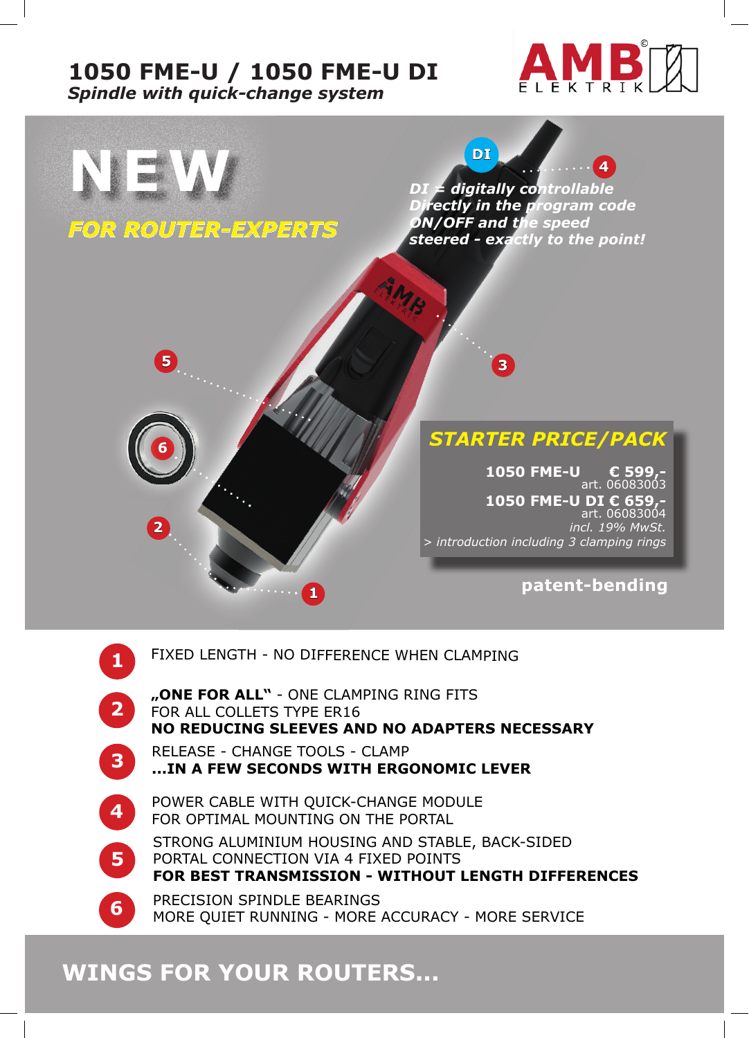# 1050 FME-U / 1050 FME-U DI

***Spindle with quick-change system***

AMB ELEKTRIK

## NEW

***FOR ROUTER-EXPERTS***

DI

***DI = digitally controllable***
***Directly in the program code***
***ON/OFF and the speed***
***steered - exactly to the point!***

### *STARTER PRICE/PACK*

**1050 FME-U € 599,-**
art. 06083003

**1050 FME-U DI € 659,-**
art. 06083004

*incl. 19% MwSt.*

*> introduction including 3 clamping rings*

**patent-bending**

1. FIXED LENGTH - NO DIFFERENCE WHEN CLAMPING
2. **„ONE FOR ALL"** - ONE CLAMPING RING FITS FOR ALL COLLETS TYPE ER16
   **NO REDUCING SLEEVES AND NO ADAPTERS NECESSARY**
3. RELEASE - CHANGE TOOLS - CLAMP
   **...IN A FEW SECONDS WITH ERGONOMIC LEVER**
4. POWER CABLE WITH QUICK-CHANGE MODULE FOR OPTIMAL MOUNTING ON THE PORTAL
5. STRONG ALUMINIUM HOUSING AND STABLE, BACK-SIDED PORTAL CONNECTION VIA 4 FIXED POINTS
   **FOR BEST TRANSMISSION - WITHOUT LENGTH DIFFERENCES**
6. PRECISION SPINDLE BEARINGS
   MORE QUIET RUNNING - MORE ACCURACY - MORE SERVICE

## WINGS FOR YOUR ROUTERS...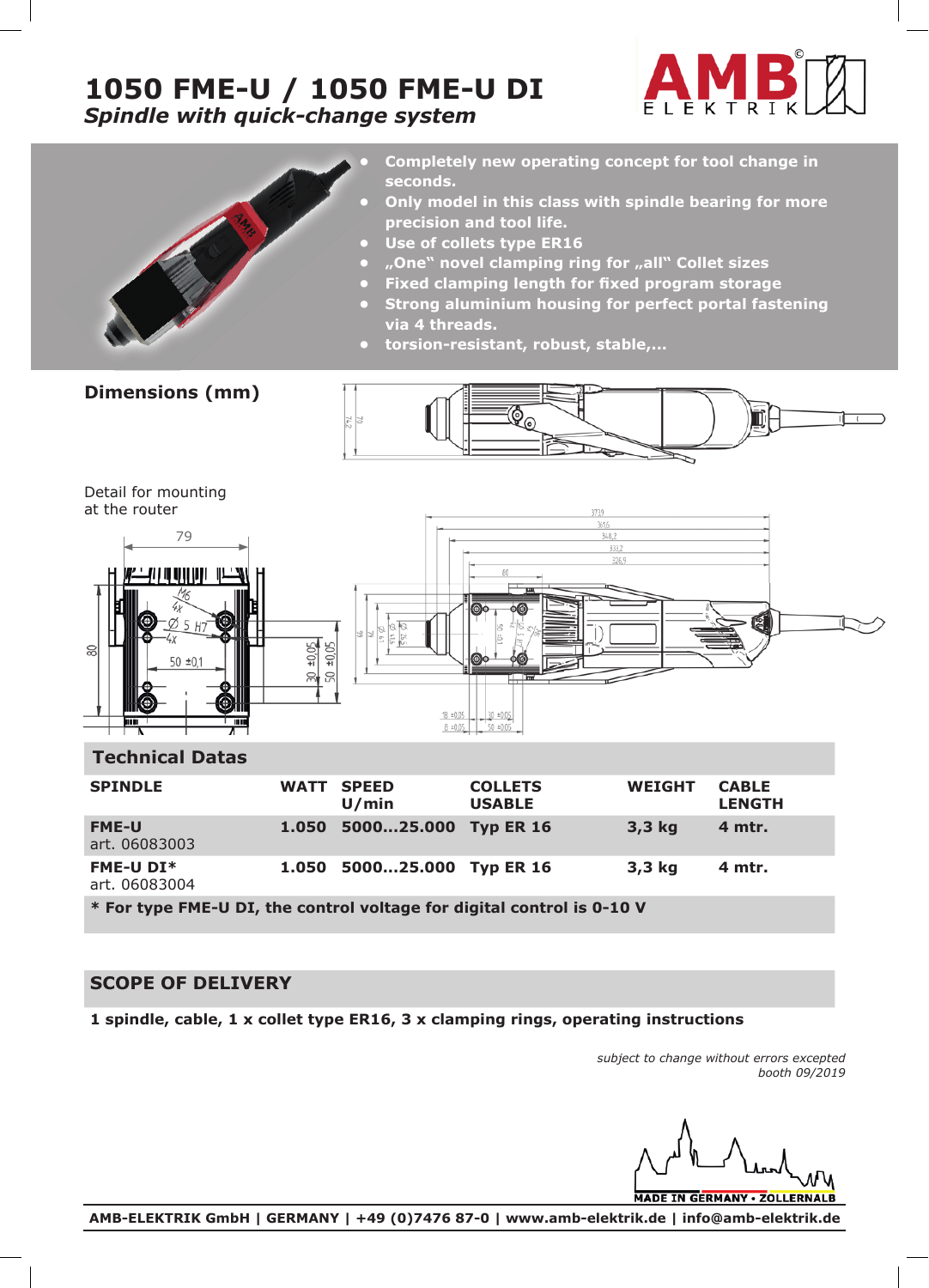# 1050 FME-U / 1050 FME-U DI

*Spindle with quick-change system*

- **Completely new operating concept for tool change in seconds.**
- **Only model in this class with spindle bearing for more precision and tool life.**
- **Use of collets type ER16**
- **„One" novel clamping ring for „all" Collet sizes**
- **Fixed clamping length for fixed program storage**
- **Strong aluminium housing for perfect portal fastening via 4 threads.**
- **torsion-resistant, robust, stable,...**

## Dimensions (mm)

Detail for mounting at the router

79
M6
4x
Ø 5 H7
4x
50 ±0,1
80
30 ±0,05
50 ±0,05

373,9
361,6
348,2
333,2
326,9
80
18 ±0,05
8 ±0,05
30 ±0,05
50 ±0,05

## Technical Datas

| SPINDLE | WATT | SPEED U/min | COLLETS USABLE | WEIGHT | CABLE LENGTH |
|---|---|---|---|---|---|
| **FME-U** art. 06083003 | **1.050** | **5000...25.000** | **Typ ER 16** | **3,3 kg** | **4 mtr.** |
| **FME-U DI*** art. 06083004 | **1.050** | **5000...25.000** | **Typ ER 16** | **3,3 kg** | **4 mtr.** |

**\* For type FME-U DI, the control voltage for digital control is 0-10 V**

## SCOPE OF DELIVERY

**1 spindle, cable, 1 x collet type ER16, 3 x clamping rings, operating instructions**

*subject to change without errors excepted*
*booth 09/2019*

MADE IN GERMANY • ZOLLERNALB

**AMB-ELEKTRIK GmbH | GERMANY | +49 (0)7476 87-0 | www.amb-elektrik.de | info@amb-elektrik.de**